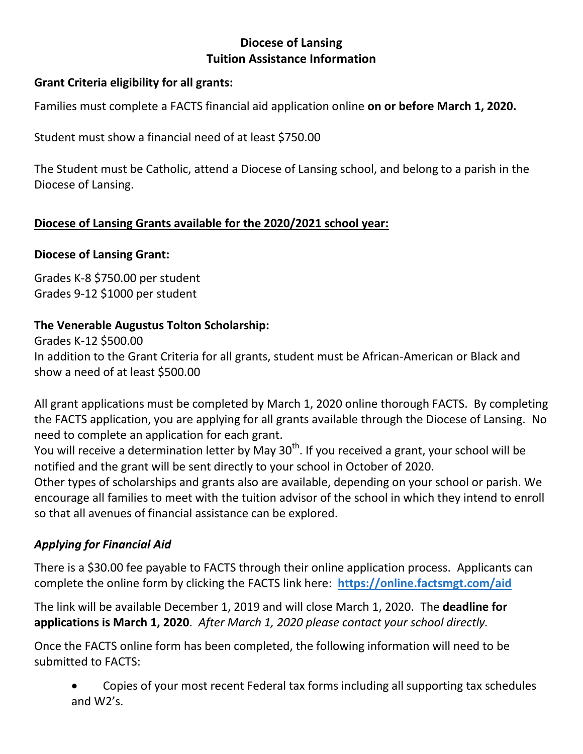# Diocese of Lansing
# Tuition Assistance Information

**Grant Criteria eligibility for all grants:**

Families must complete a FACTS financial aid application online **on or before March 1, 2020.**

Student must show a financial need of at least $750.00

The Student must be Catholic, attend a Diocese of Lansing school, and belong to a parish in the Diocese of Lansing.

**<u>Diocese of Lansing Grants available for the 2020/2021 school year:</u>**

**Diocese of Lansing Grant:**

Grades K-8 $750.00 per student
Grades 9-12 $1000 per student

**The Venerable Augustus Tolton Scholarship:**
Grades K-12 $500.00
In addition to the Grant Criteria for all grants, student must be African-American or Black and show a need of at least $500.00

All grant applications must be completed by March 1, 2020 online thorough FACTS. By completing the FACTS application, you are applying for all grants available through the Diocese of Lansing. No need to complete an application for each grant.
You will receive a determination letter by May 30th. If you received a grant, your school will be notified and the grant will be sent directly to your school in October of 2020.
Other types of scholarships and grants also are available, depending on your school or parish. We encourage all families to meet with the tuition advisor of the school in which they intend to enroll so that all avenues of financial assistance can be explored.

## *Applying for Financial Aid*

There is a $30.00 fee payable to FACTS through their online application process. Applicants can complete the online form by clicking the FACTS link here: **[https://online.factsmgt.com/aid](https://online.factsmgt.com/aid)**

The link will be available December 1, 2019 and will close March 1, 2020. The **deadline for applications is March 1, 2020**. *After March 1, 2020 please contact your school directly.*

Once the FACTS online form has been completed, the following information will need to be submitted to FACTS:

- Copies of your most recent Federal tax forms including all supporting tax schedules and W2's.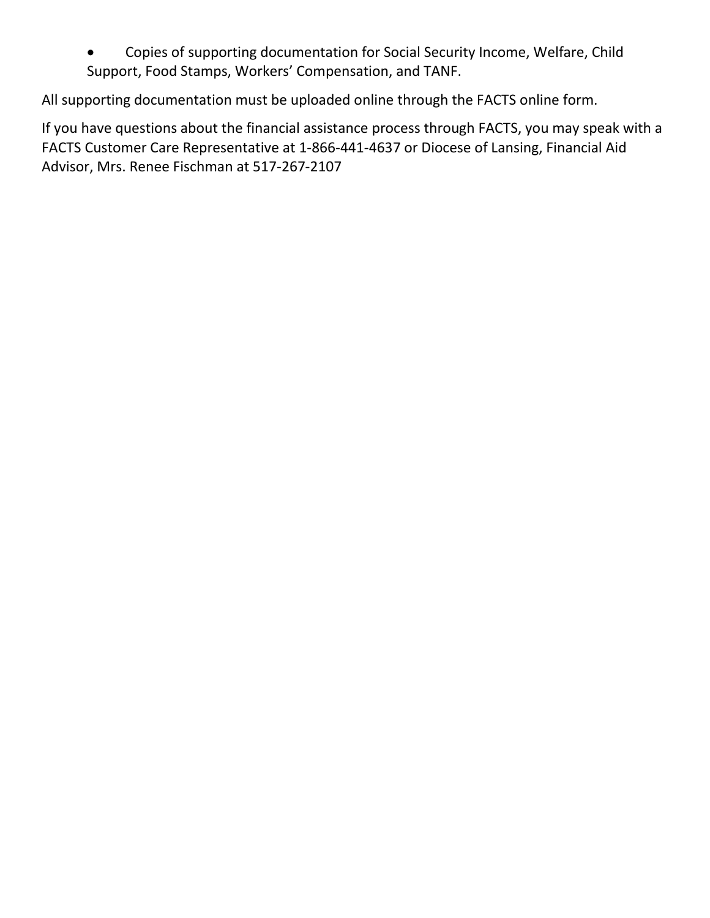- Copies of supporting documentation for Social Security Income, Welfare, Child Support, Food Stamps, Workers' Compensation, and TANF.

All supporting documentation must be uploaded online through the FACTS online form.

If you have questions about the financial assistance process through FACTS, you may speak with a FACTS Customer Care Representative at 1-866-441-4637 or Diocese of Lansing, Financial Aid Advisor, Mrs. Renee Fischman at 517-267-2107